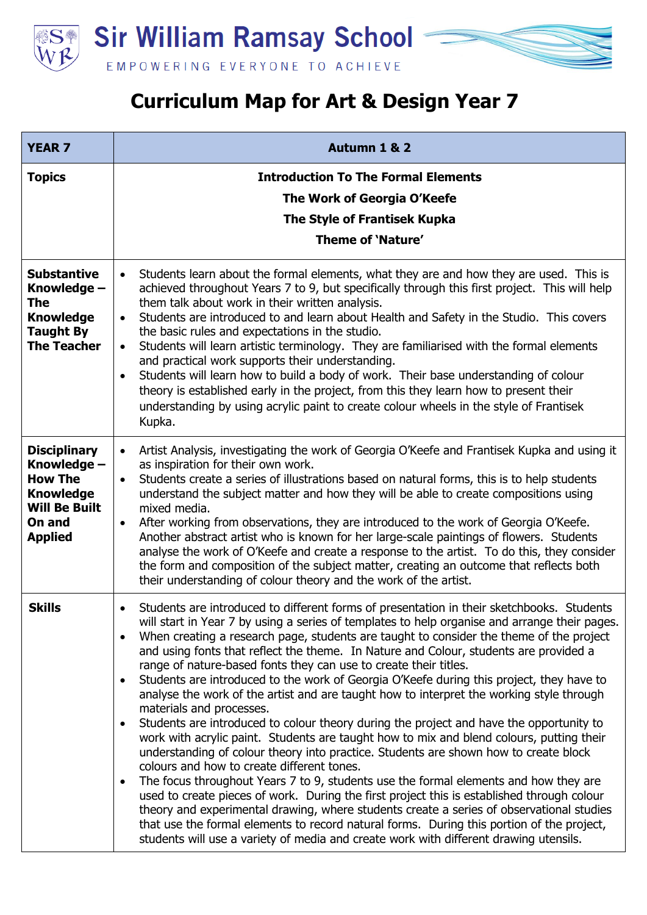# Sir William Ramsay School

EMPOWERING EVERYONE TO ACHIEVE

## Curriculum Map for Art & Design Year 7

| YEAR 7 | Autumn 1 & 2 |
|---|---|
| **Topics** | **Introduction To The Formal Elements**<br>**The Work of Georgia O'Keefe**<br>**The Style of Frantisek Kupka**<br>**Theme of 'Nature'** |
| **Substantive Knowledge – The Knowledge Taught By The Teacher** | • Students learn about the formal elements, what they are and how they are used. This is achieved throughout Years 7 to 9, but specifically through this first project. This will help them talk about work in their written analysis.<br>• Students are introduced to and learn about Health and Safety in the Studio. This covers the basic rules and expectations in the studio.<br>• Students will learn artistic terminology. They are familiarised with the formal elements and practical work supports their understanding.<br>• Students will learn how to build a body of work. Their base understanding of colour theory is established early in the project, from this they learn how to present their understanding by using acrylic paint to create colour wheels in the style of Frantisek Kupka. |
| **Disciplinary Knowledge – How The Knowledge Will Be Built On and Applied** | • Artist Analysis, investigating the work of Georgia O'Keefe and Frantisek Kupka and using it as inspiration for their own work.<br>• Students create a series of illustrations based on natural forms, this is to help students understand the subject matter and how they will be able to create compositions using mixed media.<br>• After working from observations, they are introduced to the work of Georgia O'Keefe. Another abstract artist who is known for her large-scale paintings of flowers. Students analyse the work of O'Keefe and create a response to the artist. To do this, they consider the form and composition of the subject matter, creating an outcome that reflects both their understanding of colour theory and the work of the artist. |
| **Skills** | • Students are introduced to different forms of presentation in their sketchbooks. Students will start in Year 7 by using a series of templates to help organise and arrange their pages.<br>• When creating a research page, students are taught to consider the theme of the project and using fonts that reflect the theme. In Nature and Colour, students are provided a range of nature-based fonts they can use to create their titles.<br>• Students are introduced to the work of Georgia O'Keefe during this project, they have to analyse the work of the artist and are taught how to interpret the working style through materials and processes.<br>• Students are introduced to colour theory during the project and have the opportunity to work with acrylic paint. Students are taught how to mix and blend colours, putting their understanding of colour theory into practice. Students are shown how to create block colours and how to create different tones.<br>• The focus throughout Years 7 to 9, students use the formal elements and how they are used to create pieces of work. During the first project this is established through colour theory and experimental drawing, where students create a series of observational studies that use the formal elements to record natural forms. During this portion of the project, students will use a variety of media and create work with different drawing utensils. |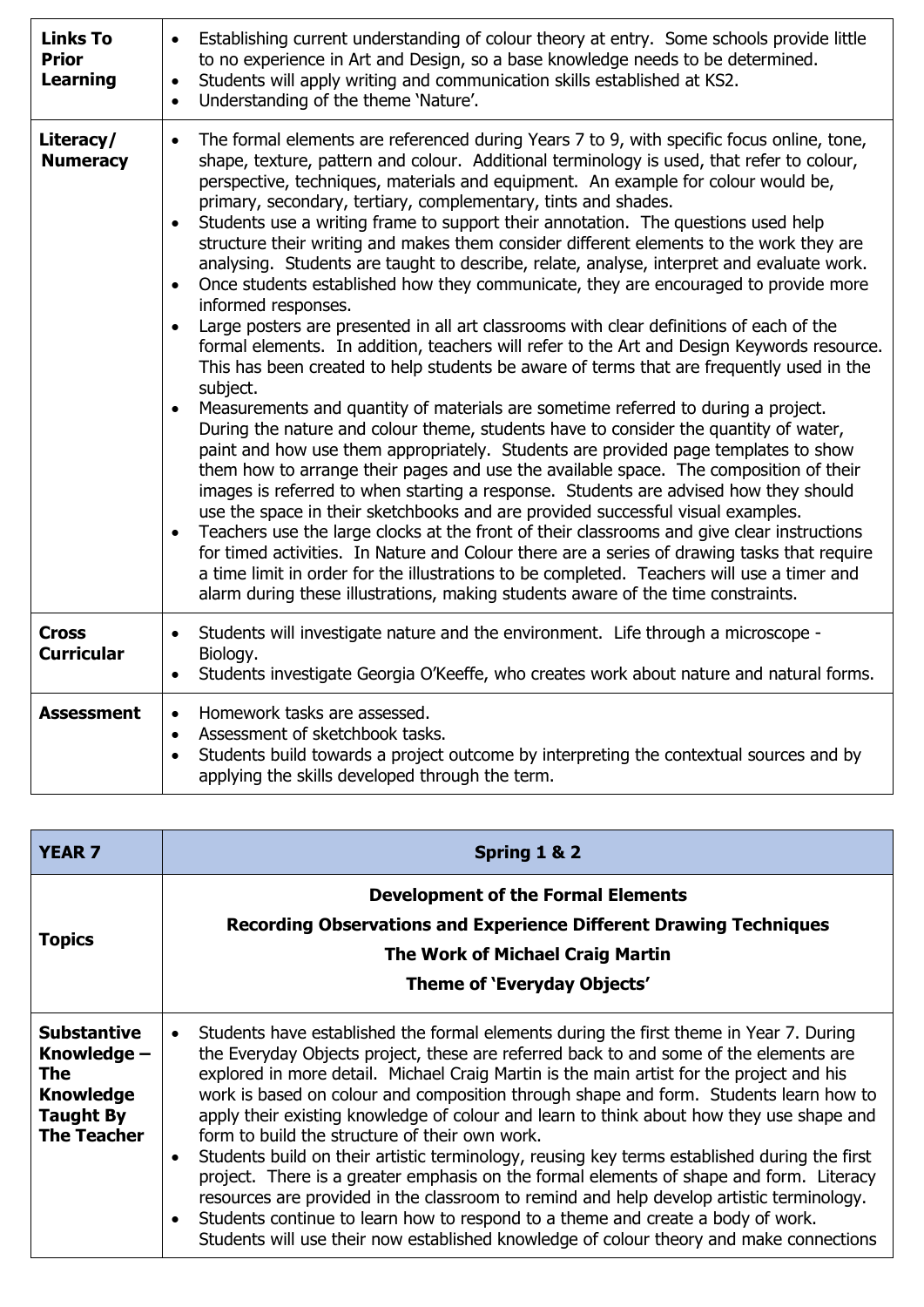| | |
|---|---|
| **Links To Prior Learning** | • Establishing current understanding of colour theory at entry. Some schools provide little to no experience in Art and Design, so a base knowledge needs to be determined.<br>• Students will apply writing and communication skills established at KS2.<br>• Understanding of the theme 'Nature'. |
| **Literacy/ Numeracy** | • The formal elements are referenced during Years 7 to 9, with specific focus online, tone, shape, texture, pattern and colour. Additional terminology is used, that refer to colour, perspective, techniques, materials and equipment. An example for colour would be, primary, secondary, tertiary, complementary, tints and shades.<br>• Students use a writing frame to support their annotation. The questions used help structure their writing and makes them consider different elements to the work they are analysing. Students are taught to describe, relate, analyse, interpret and evaluate work.<br>• Once students established how they communicate, they are encouraged to provide more informed responses.<br>• Large posters are presented in all art classrooms with clear definitions of each of the formal elements. In addition, teachers will refer to the Art and Design Keywords resource. This has been created to help students be aware of terms that are frequently used in the subject.<br>• Measurements and quantity of materials are sometime referred to during a project. During the nature and colour theme, students have to consider the quantity of water, paint and how use them appropriately. Students are provided page templates to show them how to arrange their pages and use the available space. The composition of their images is referred to when starting a response. Students are advised how they should use the space in their sketchbooks and are provided successful visual examples.<br>• Teachers use the large clocks at the front of their classrooms and give clear instructions for timed activities. In Nature and Colour there are a series of drawing tasks that require a time limit in order for the illustrations to be completed. Teachers will use a timer and alarm during these illustrations, making students aware of the time constraints. |
| **Cross Curricular** | • Students will investigate nature and the environment. Life through a microscope - Biology.<br>• Students investigate Georgia O'Keeffe, who creates work about nature and natural forms. |
| **Assessment** | • Homework tasks are assessed.<br>• Assessment of sketchbook tasks.<br>• Students build towards a project outcome by interpreting the contextual sources and by applying the skills developed through the term. |

| **YEAR 7** | **Spring 1 & 2** |
|---|---|
| **Topics** | **Development of the Formal Elements**<br>**Recording Observations and Experience Different Drawing Techniques**<br>**The Work of Michael Craig Martin**<br>**Theme of 'Everyday Objects'** |
| **Substantive Knowledge – The Knowledge Taught By The Teacher** | • Students have established the formal elements during the first theme in Year 7. During the Everyday Objects project, these are referred back to and some of the elements are explored in more detail. Michael Craig Martin is the main artist for the project and his work is based on colour and composition through shape and form. Students learn how to apply their existing knowledge of colour and learn to think about how they use shape and form to build the structure of their own work.<br>• Students build on their artistic terminology, reusing key terms established during the first project. There is a greater emphasis on the formal elements of shape and form. Literacy resources are provided in the classroom to remind and help develop artistic terminology.<br>• Students continue to learn how to respond to a theme and create a body of work. Students will use their now established knowledge of colour theory and make connections |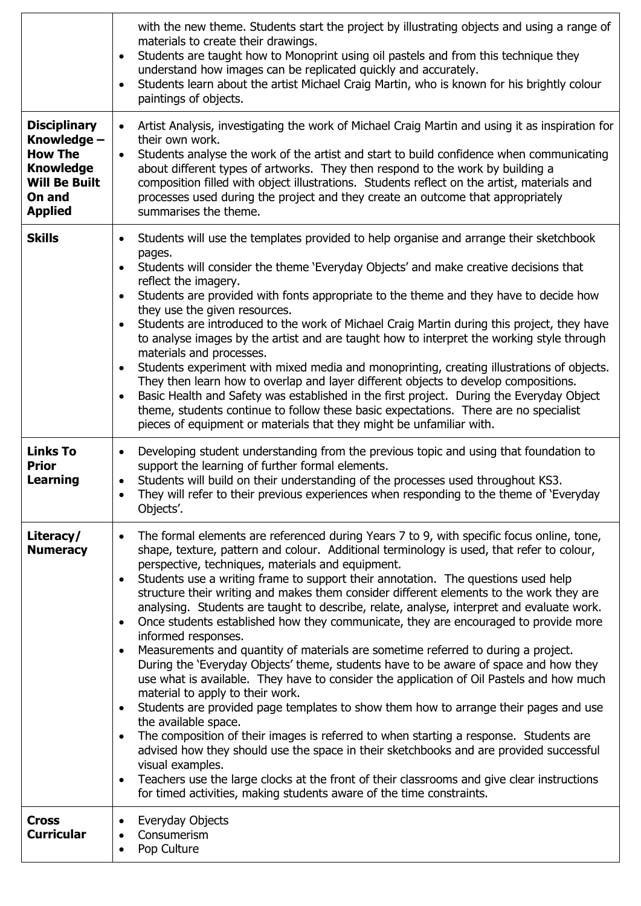| | |
|---|---|
| | with the new theme. Students start the project by illustrating objects and using a range of materials to create their drawings.<br>• Students are taught how to Monoprint using oil pastels and from this technique they understand how images can be replicated quickly and accurately.<br>• Students learn about the artist Michael Craig Martin, who is known for his brightly colour paintings of objects. |
| **Disciplinary Knowledge – How The Knowledge Will Be Built On and Applied** | • Artist Analysis, investigating the work of Michael Craig Martin and using it as inspiration for their own work.<br>• Students analyse the work of the artist and start to build confidence when communicating about different types of artworks. They then respond to the work by building a composition filled with object illustrations. Students reflect on the artist, materials and processes used during the project and they create an outcome that appropriately summarises the theme. |
| **Skills** | • Students will use the templates provided to help organise and arrange their sketchbook pages.<br>• Students will consider the theme 'Everyday Objects' and make creative decisions that reflect the imagery.<br>• Students are provided with fonts appropriate to the theme and they have to decide how they use the given resources.<br>• Students are introduced to the work of Michael Craig Martin during this project, they have to analyse images by the artist and are taught how to interpret the working style through materials and processes.<br>• Students experiment with mixed media and monoprinting, creating illustrations of objects. They then learn how to overlap and layer different objects to develop compositions.<br>• Basic Health and Safety was established in the first project. During the Everyday Object theme, students continue to follow these basic expectations. There are no specialist pieces of equipment or materials that they might be unfamiliar with. |
| **Links To Prior Learning** | • Developing student understanding from the previous topic and using that foundation to support the learning of further formal elements.<br>• Students will build on their understanding of the processes used throughout KS3.<br>• They will refer to their previous experiences when responding to the theme of 'Everyday Objects'. |
| **Literacy/ Numeracy** | • The formal elements are referenced during Years 7 to 9, with specific focus online, tone, shape, texture, pattern and colour. Additional terminology is used, that refer to colour, perspective, techniques, materials and equipment.<br>• Students use a writing frame to support their annotation. The questions used help structure their writing and makes them consider different elements to the work they are analysing. Students are taught to describe, relate, analyse, interpret and evaluate work.<br>• Once students established how they communicate, they are encouraged to provide more informed responses.<br>• Measurements and quantity of materials are sometime referred to during a project. During the 'Everyday Objects' theme, students have to be aware of space and how they use what is available. They have to consider the application of Oil Pastels and how much material to apply to their work.<br>• Students are provided page templates to show them how to arrange their pages and use the available space.<br>• The composition of their images is referred to when starting a response. Students are advised how they should use the space in their sketchbooks and are provided successful visual examples.<br>• Teachers use the large clocks at the front of their classrooms and give clear instructions for timed activities, making students aware of the time constraints. |
| **Cross Curricular** | • Everyday Objects<br>• Consumerism<br>• Pop Culture |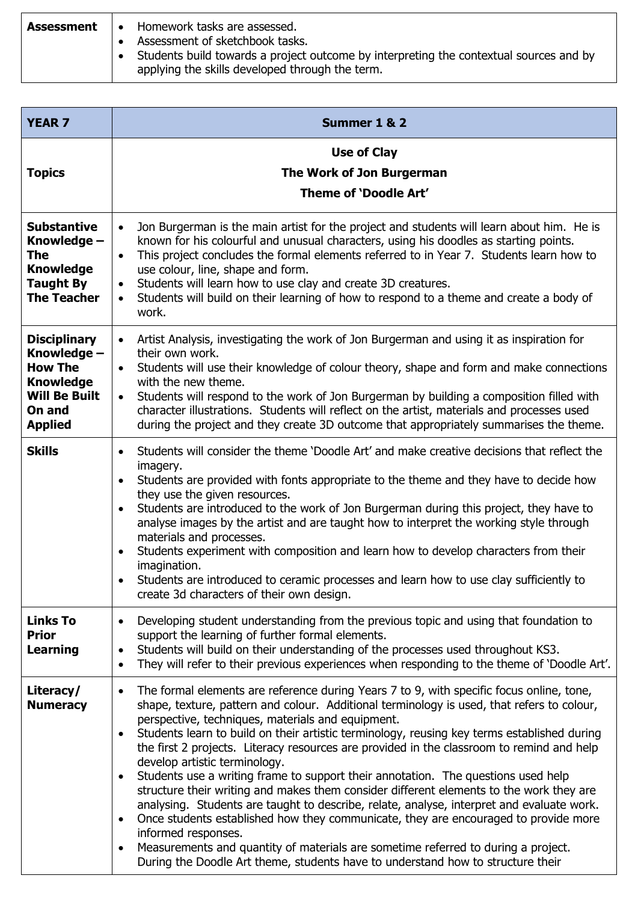| Assessment | • Homework tasks are assessed.<br>• Assessment of sketchbook tasks.<br>• Students build towards a project outcome by interpreting the contextual sources and by applying the skills developed through the term. |
|---|---|

| **YEAR 7** | **Summer 1 & 2** |
|---|---|
| **Topics** | **Use of Clay**<br>**The Work of Jon Burgerman**<br>**Theme of 'Doodle Art'** |
| **Substantive Knowledge – The Knowledge Taught By The Teacher** | • Jon Burgerman is the main artist for the project and students will learn about him. He is known for his colourful and unusual characters, using his doodles as starting points.<br>• This project concludes the formal elements referred to in Year 7. Students learn how to use colour, line, shape and form.<br>• Students will learn how to use clay and create 3D creatures.<br>• Students will build on their learning of how to respond to a theme and create a body of work. |
| **Disciplinary Knowledge – How The Knowledge Will Be Built On and Applied** | • Artist Analysis, investigating the work of Jon Burgerman and using it as inspiration for their own work.<br>• Students will use their knowledge of colour theory, shape and form and make connections with the new theme.<br>• Students will respond to the work of Jon Burgerman by building a composition filled with character illustrations. Students will reflect on the artist, materials and processes used during the project and they create 3D outcome that appropriately summarises the theme. |
| **Skills** | • Students will consider the theme 'Doodle Art' and make creative decisions that reflect the imagery.<br>• Students are provided with fonts appropriate to the theme and they have to decide how they use the given resources.<br>• Students are introduced to the work of Jon Burgerman during this project, they have to analyse images by the artist and are taught how to interpret the working style through materials and processes.<br>• Students experiment with composition and learn how to develop characters from their imagination.<br>• Students are introduced to ceramic processes and learn how to use clay sufficiently to create 3d characters of their own design. |
| **Links To Prior Learning** | • Developing student understanding from the previous topic and using that foundation to support the learning of further formal elements.<br>• Students will build on their understanding of the processes used throughout KS3.<br>• They will refer to their previous experiences when responding to the theme of 'Doodle Art'. |
| **Literacy/ Numeracy** | • The formal elements are reference during Years 7 to 9, with specific focus online, tone, shape, texture, pattern and colour. Additional terminology is used, that refers to colour, perspective, techniques, materials and equipment.<br>• Students learn to build on their artistic terminology, reusing key terms established during the first 2 projects. Literacy resources are provided in the classroom to remind and help develop artistic terminology.<br>• Students use a writing frame to support their annotation. The questions used help structure their writing and makes them consider different elements to the work they are analysing. Students are taught to describe, relate, analyse, interpret and evaluate work.<br>• Once students established how they communicate, they are encouraged to provide more informed responses.<br>• Measurements and quantity of materials are sometime referred to during a project. During the Doodle Art theme, students have to understand how to structure their |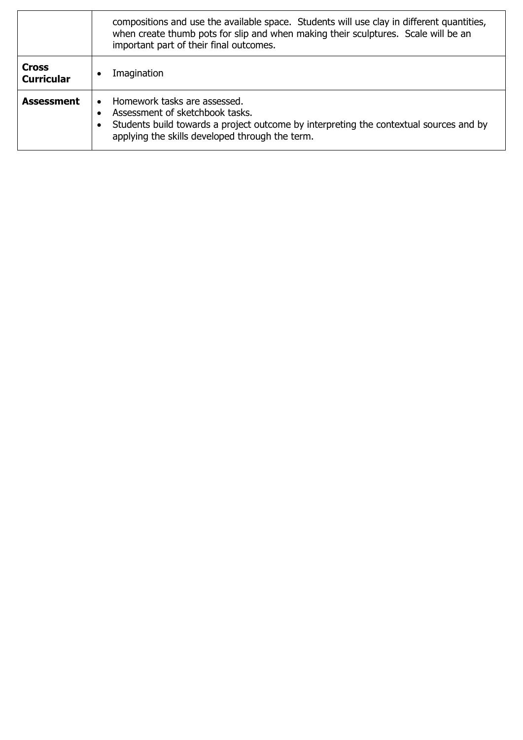| | |
|---|---|
| | compositions and use the available space. Students will use clay in different quantities, when create thumb pots for slip and when making their sculptures. Scale will be an important part of their final outcomes. |
| **Cross Curricular** | • Imagination |
| **Assessment** | • Homework tasks are assessed.<br>• Assessment of sketchbook tasks.<br>• Students build towards a project outcome by interpreting the contextual sources and by applying the skills developed through the term. |